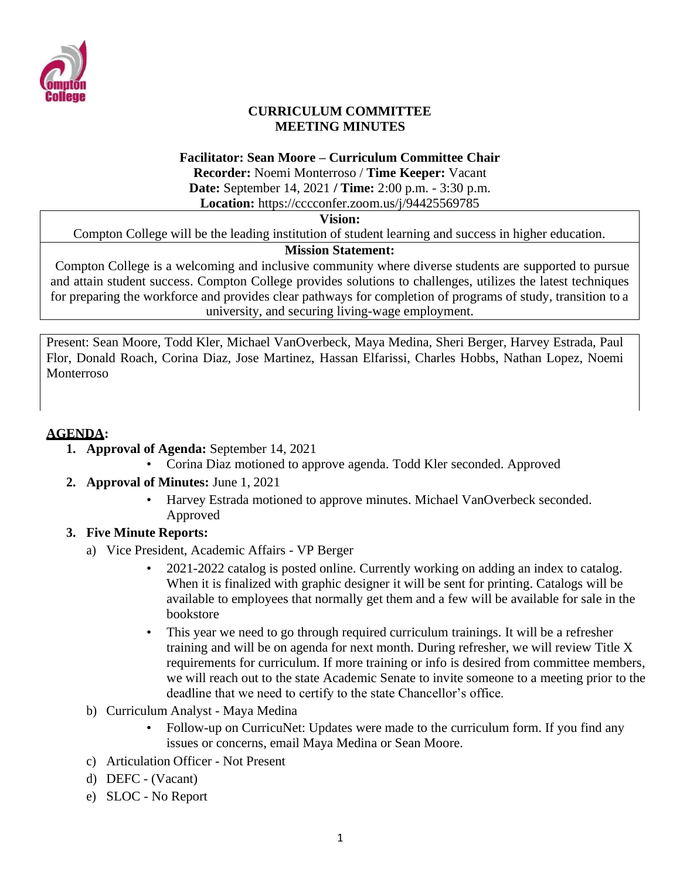# CURRICULUM COMMITTEE
# MEETING MINUTES

**Facilitator: Sean Moore – Curriculum Committee Chair**
**Recorder:** Noemi Monterroso / **Time Keeper:** Vacant
**Date:** September 14, 2021 / **Time:** 2:00 p.m. - 3:30 p.m.
**Location:** https://cccconfer.zoom.us/j/94425569785

**Vision:**
Compton College will be the leading institution of student learning and success in higher education.

**Mission Statement:**
Compton College is a welcoming and inclusive community where diverse students are supported to pursue and attain student success. Compton College provides solutions to challenges, utilizes the latest techniques for preparing the workforce and provides clear pathways for completion of programs of study, transition to a university, and securing living-wage employment.

Present: Sean Moore, Todd Kler, Michael VanOverbeck, Maya Medina, Sheri Berger, Harvey Estrada, Paul Flor, Donald Roach, Corina Diaz, Jose Martinez, Hassan Elfarissi, Charles Hobbs, Nathan Lopez, Noemi Monterroso

## AGENDA:

1. **Approval of Agenda:** September 14, 2021
   - Corina Diaz motioned to approve agenda. Todd Kler seconded. Approved
2. **Approval of Minutes:** June 1, 2021
   - Harvey Estrada motioned to approve minutes. Michael VanOverbeck seconded. Approved
3. **Five Minute Reports:**
   a) Vice President, Academic Affairs - VP Berger
      - 2021-2022 catalog is posted online. Currently working on adding an index to catalog. When it is finalized with graphic designer it will be sent for printing. Catalogs will be available to employees that normally get them and a few will be available for sale in the bookstore
      - This year we need to go through required curriculum trainings. It will be a refresher training and will be on agenda for next month. During refresher, we will review Title X requirements for curriculum. If more training or info is desired from committee members, we will reach out to the state Academic Senate to invite someone to a meeting prior to the deadline that we need to certify to the state Chancellor's office.

   b) Curriculum Analyst - Maya Medina
      - Follow-up on CurricuNet: Updates were made to the curriculum form. If you find any issues or concerns, email Maya Medina or Sean Moore.

   c) Articulation Officer - Not Present

   d) DEFC - (Vacant)

   e) SLOC - No Report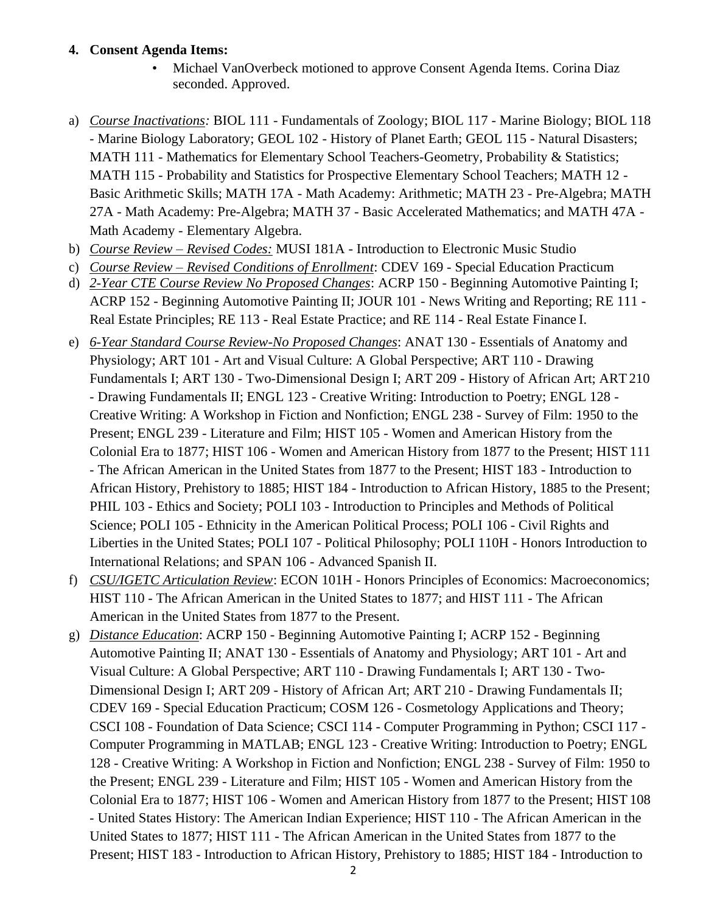**4. Consent Agenda Items:**

- Michael VanOverbeck motioned to approve Consent Agenda Items. Corina Diaz seconded. Approved.

a) *<u>Course Inactivations</u>:* BIOL 111 - Fundamentals of Zoology; BIOL 117 - Marine Biology; BIOL 118 - Marine Biology Laboratory; GEOL 102 - History of Planet Earth; GEOL 115 - Natural Disasters; MATH 111 - Mathematics for Elementary School Teachers-Geometry, Probability & Statistics; MATH 115 - Probability and Statistics for Prospective Elementary School Teachers; MATH 12 - Basic Arithmetic Skills; MATH 17A - Math Academy: Arithmetic; MATH 23 - Pre-Algebra; MATH 27A - Math Academy: Pre-Algebra; MATH 37 - Basic Accelerated Mathematics; and MATH 47A - Math Academy - Elementary Algebra.

b) *<u>Course Review – Revised Codes:</u>* MUSI 181A - Introduction to Electronic Music Studio

c) *<u>Course Review – Revised Conditions of Enrollment</u>*: CDEV 169 - Special Education Practicum

d) *<u>2-Year CTE Course Review No Proposed Changes</u>*: ACRP 150 - Beginning Automotive Painting I; ACRP 152 - Beginning Automotive Painting II; JOUR 101 - News Writing and Reporting; RE 111 - Real Estate Principles; RE 113 - Real Estate Practice; and RE 114 - Real Estate Finance I.

e) *<u>6-Year Standard Course Review-No Proposed Changes</u>*: ANAT 130 - Essentials of Anatomy and Physiology; ART 101 - Art and Visual Culture: A Global Perspective; ART 110 - Drawing Fundamentals I; ART 130 - Two-Dimensional Design I; ART 209 - History of African Art; ART 210 - Drawing Fundamentals II; ENGL 123 - Creative Writing: Introduction to Poetry; ENGL 128 - Creative Writing: A Workshop in Fiction and Nonfiction; ENGL 238 - Survey of Film: 1950 to the Present; ENGL 239 - Literature and Film; HIST 105 - Women and American History from the Colonial Era to 1877; HIST 106 - Women and American History from 1877 to the Present; HIST 111 - The African American in the United States from 1877 to the Present; HIST 183 - Introduction to African History, Prehistory to 1885; HIST 184 - Introduction to African History, 1885 to the Present; PHIL 103 - Ethics and Society; POLI 103 - Introduction to Principles and Methods of Political Science; POLI 105 - Ethnicity in the American Political Process; POLI 106 - Civil Rights and Liberties in the United States; POLI 107 - Political Philosophy; POLI 110H - Honors Introduction to International Relations; and SPAN 106 - Advanced Spanish II.

f) *<u>CSU/IGETC Articulation Review</u>*: ECON 101H - Honors Principles of Economics: Macroeconomics; HIST 110 - The African American in the United States to 1877; and HIST 111 - The African American in the United States from 1877 to the Present.

g) *<u>Distance Education</u>*: ACRP 150 - Beginning Automotive Painting I; ACRP 152 - Beginning Automotive Painting II; ANAT 130 - Essentials of Anatomy and Physiology; ART 101 - Art and Visual Culture: A Global Perspective; ART 110 - Drawing Fundamentals I; ART 130 - Two-Dimensional Design I; ART 209 - History of African Art; ART 210 - Drawing Fundamentals II; CDEV 169 - Special Education Practicum; COSM 126 - Cosmetology Applications and Theory; CSCI 108 - Foundation of Data Science; CSCI 114 - Computer Programming in Python; CSCI 117 - Computer Programming in MATLAB; ENGL 123 - Creative Writing: Introduction to Poetry; ENGL 128 - Creative Writing: A Workshop in Fiction and Nonfiction; ENGL 238 - Survey of Film: 1950 to the Present; ENGL 239 - Literature and Film; HIST 105 - Women and American History from the Colonial Era to 1877; HIST 106 - Women and American History from 1877 to the Present; HIST 108 - United States History: The American Indian Experience; HIST 110 - The African American in the United States to 1877; HIST 111 - The African American in the United States from 1877 to the Present; HIST 183 - Introduction to African History, Prehistory to 1885; HIST 184 - Introduction to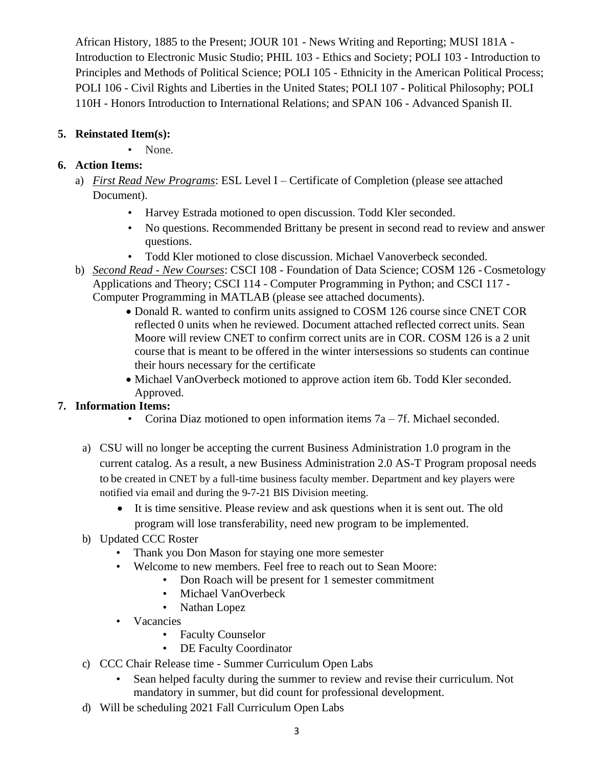African History, 1885 to the Present; JOUR 101 - News Writing and Reporting; MUSI 181A - Introduction to Electronic Music Studio; PHIL 103 - Ethics and Society; POLI 103 - Introduction to Principles and Methods of Political Science; POLI 105 - Ethnicity in the American Political Process; POLI 106 - Civil Rights and Liberties in the United States; POLI 107 - Political Philosophy; POLI 110H - Honors Introduction to International Relations; and SPAN 106 - Advanced Spanish II.

**5. Reinstated Item(s):**

- None.

**6. Action Items:**

a) *First Read New Programs*: ESL Level I – Certificate of Completion (please see attached Document).
   - Harvey Estrada motioned to open discussion. Todd Kler seconded.
   - No questions. Recommended Brittany be present in second read to review and answer questions.
   - Todd Kler motioned to close discussion. Michael Vanoverbeck seconded.

b) *Second Read - New Courses*: CSCI 108 - Foundation of Data Science; COSM 126 - Cosmetology Applications and Theory; CSCI 114 - Computer Programming in Python; and CSCI 117 - Computer Programming in MATLAB (please see attached documents).
   - Donald R. wanted to confirm units assigned to COSM 126 course since CNET COR reflected 0 units when he reviewed. Document attached reflected correct units. Sean Moore will review CNET to confirm correct units are in COR. COSM 126 is a 2 unit course that is meant to be offered in the winter intersessions so students can continue their hours necessary for the certificate
   - Michael VanOverbeck motioned to approve action item 6b. Todd Kler seconded. Approved.

**7. Information Items:**

- Corina Diaz motioned to open information items 7a – 7f. Michael seconded.

a) CSU will no longer be accepting the current Business Administration 1.0 program in the current catalog. As a result, a new Business Administration 2.0 AS-T Program proposal needs to be created in CNET by a full-time business faculty member. Department and key players were notified via email and during the 9-7-21 BIS Division meeting.
   - It is time sensitive. Please review and ask questions when it is sent out. The old program will lose transferability, need new program to be implemented.

b) Updated CCC Roster
   - Thank you Don Mason for staying one more semester
   - Welcome to new members. Feel free to reach out to Sean Moore:
     - Don Roach will be present for 1 semester commitment
     - Michael VanOverbeck
     - Nathan Lopez
   - Vacancies
     - Faculty Counselor
     - DE Faculty Coordinator

c) CCC Chair Release time - Summer Curriculum Open Labs
   - Sean helped faculty during the summer to review and revise their curriculum. Not mandatory in summer, but did count for professional development.

d) Will be scheduling 2021 Fall Curriculum Open Labs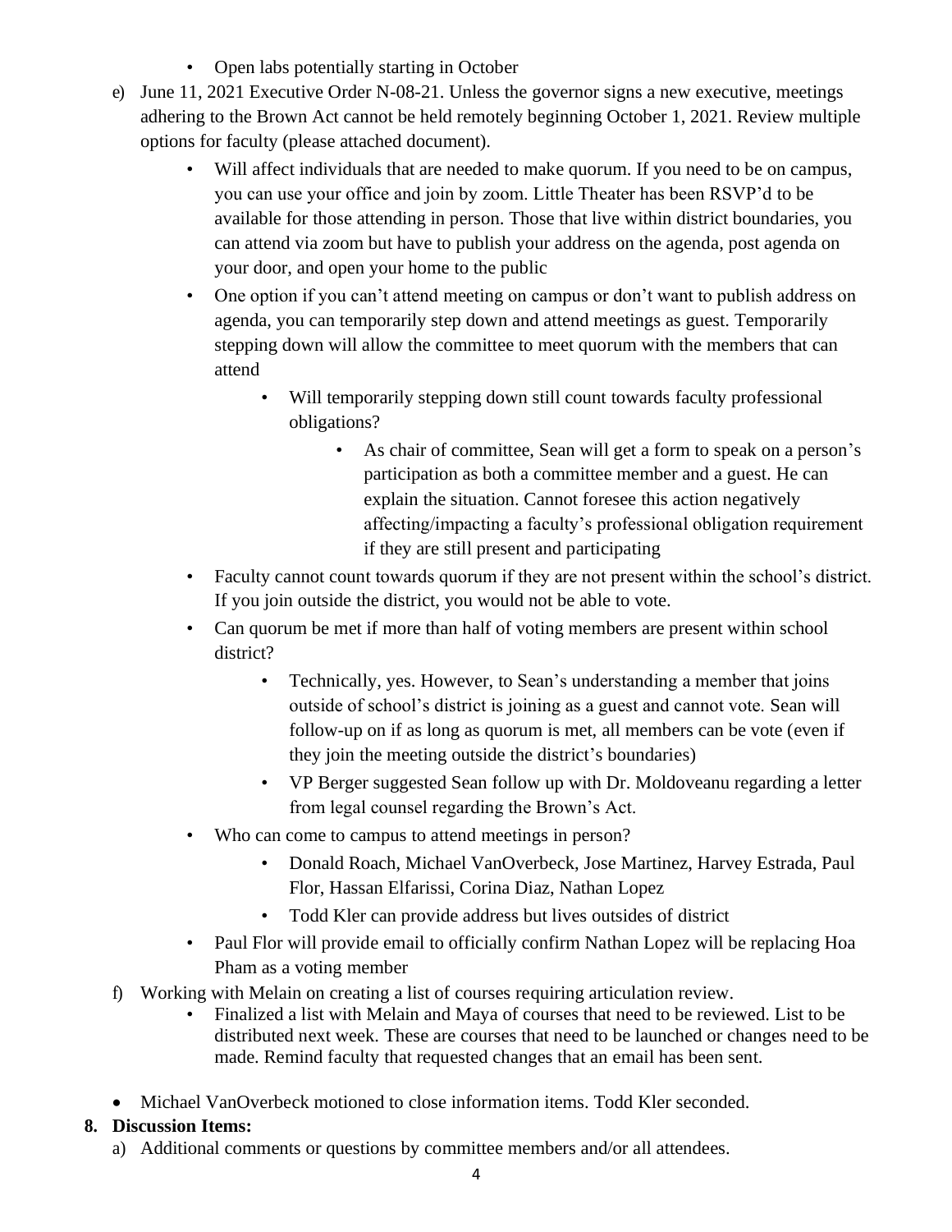- Open labs potentially starting in October

e) June 11, 2021 Executive Order N-08-21. Unless the governor signs a new executive, meetings adhering to the Brown Act cannot be held remotely beginning October 1, 2021. Review multiple options for faculty (please attached document).

- Will affect individuals that are needed to make quorum. If you need to be on campus, you can use your office and join by zoom. Little Theater has been RSVP'd to be available for those attending in person. Those that live within district boundaries, you can attend via zoom but have to publish your address on the agenda, post agenda on your door, and open your home to the public
- One option if you can't attend meeting on campus or don't want to publish address on agenda, you can temporarily step down and attend meetings as guest. Temporarily stepping down will allow the committee to meet quorum with the members that can attend
    - Will temporarily stepping down still count towards faculty professional obligations?
        - As chair of committee, Sean will get a form to speak on a person's participation as both a committee member and a guest. He can explain the situation. Cannot foresee this action negatively affecting/impacting a faculty's professional obligation requirement if they are still present and participating
- Faculty cannot count towards quorum if they are not present within the school's district. If you join outside the district, you would not be able to vote.
- Can quorum be met if more than half of voting members are present within school district?
    - Technically, yes. However, to Sean's understanding a member that joins outside of school's district is joining as a guest and cannot vote. Sean will follow-up on if as long as quorum is met, all members can be vote (even if they join the meeting outside the district's boundaries)
    - VP Berger suggested Sean follow up with Dr. Moldoveanu regarding a letter from legal counsel regarding the Brown's Act.
- Who can come to campus to attend meetings in person?
    - Donald Roach, Michael VanOverbeck, Jose Martinez, Harvey Estrada, Paul Flor, Hassan Elfarissi, Corina Diaz, Nathan Lopez
    - Todd Kler can provide address but lives outsides of district
- Paul Flor will provide email to officially confirm Nathan Lopez will be replacing Hoa Pham as a voting member

f) Working with Melain on creating a list of courses requiring articulation review.

- Finalized a list with Melain and Maya of courses that need to be reviewed. List to be distributed next week. These are courses that need to be launched or changes need to be made. Remind faculty that requested changes that an email has been sent.

- Michael VanOverbeck motioned to close information items. Todd Kler seconded.

**8. Discussion Items:**

a) Additional comments or questions by committee members and/or all attendees.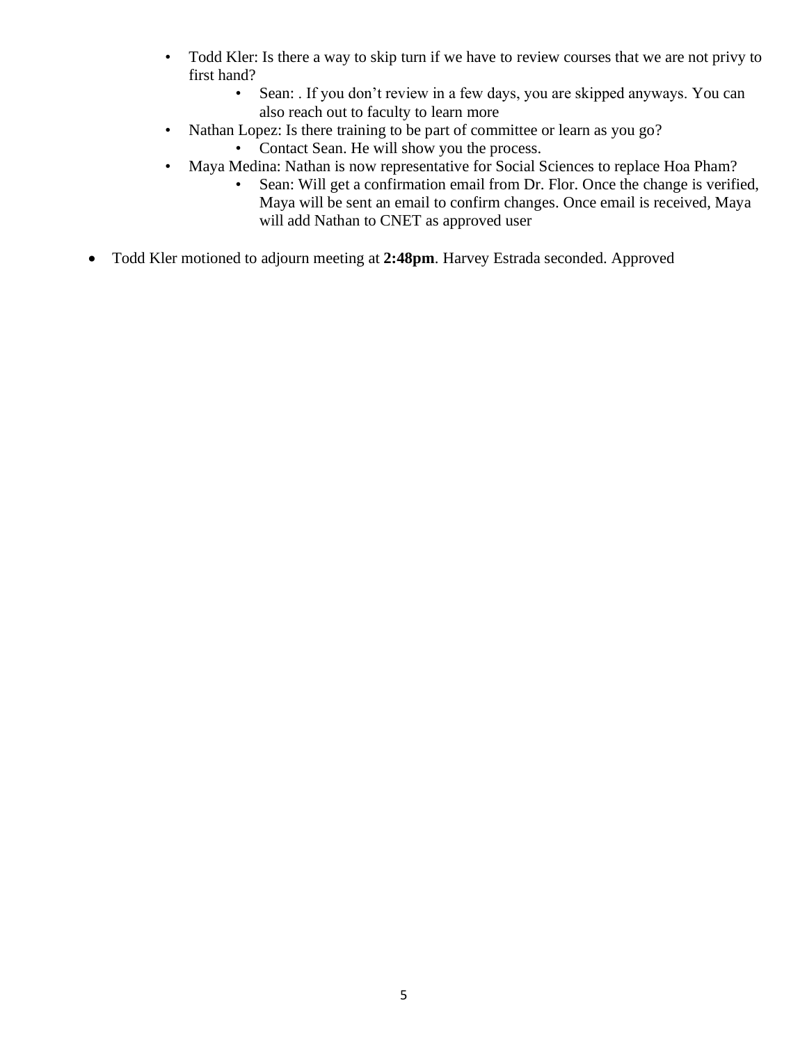- Todd Kler: Is there a way to skip turn if we have to review courses that we are not privy to first hand?
  - Sean: . If you don't review in a few days, you are skipped anyways. You can also reach out to faculty to learn more
- Nathan Lopez: Is there training to be part of committee or learn as you go?
  - Contact Sean. He will show you the process.
- Maya Medina: Nathan is now representative for Social Sciences to replace Hoa Pham?
  - Sean: Will get a confirmation email from Dr. Flor. Once the change is verified, Maya will be sent an email to confirm changes. Once email is received, Maya will add Nathan to CNET as approved user

- Todd Kler motioned to adjourn meeting at **2:48pm**. Harvey Estrada seconded. Approved